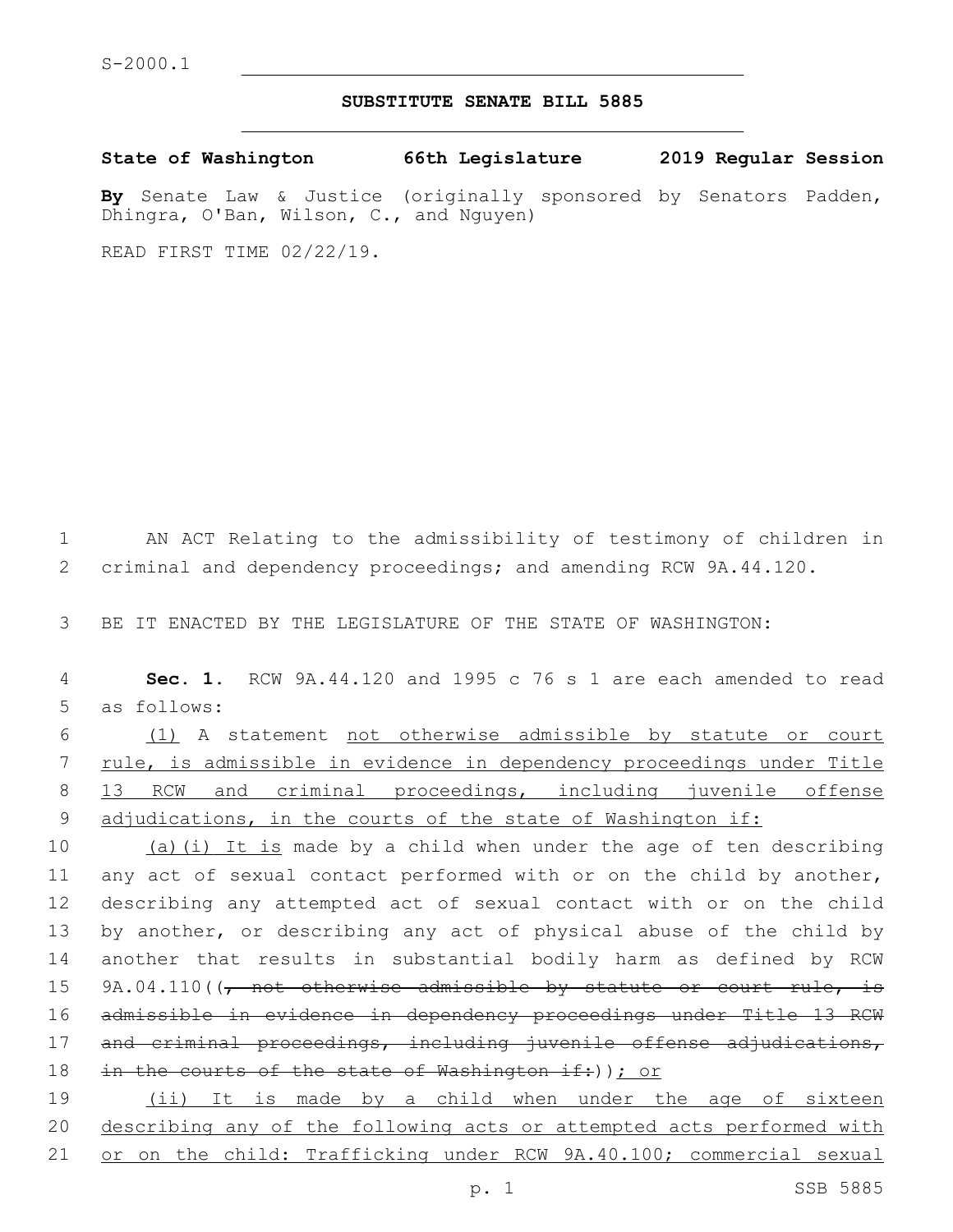S-2000.1

# SUBSTITUTE SENATE BILL 5885

**State of Washington 66th Legislature 2019 Regular Session**

**By** Senate Law & Justice (originally sponsored by Senators Padden, Dhingra, O'Ban, Wilson, C., and Nguyen)

READ FIRST TIME 02/22/19.

AN ACT Relating to the admissibility of testimony of children in criminal and dependency proceedings; and amending RCW 9A.44.120.

BE IT ENACTED BY THE LEGISLATURE OF THE STATE OF WASHINGTON:

**Sec. 1.** RCW 9A.44.120 and 1995 c 76 s 1 are each amended to read as follows:

(1) A statement not otherwise admissible by statute or court rule, is admissible in evidence in dependency proceedings under Title 13 RCW and criminal proceedings, including juvenile offense adjudications, in the courts of the state of Washington if:

(a)(i) It is made by a child when under the age of ten describing any act of sexual contact performed with or on the child by another, describing any attempted act of sexual contact with or on the child by another, or describing any act of physical abuse of the child by another that results in substantial bodily harm as defined by RCW 9A.04.110((~~, not otherwise admissible by statute or court rule, is admissible in evidence in dependency proceedings under Title 13 RCW and criminal proceedings, including juvenile offense adjudications, in the courts of the state of Washington if:~~)); or

(ii) It is made by a child when under the age of sixteen describing any of the following acts or attempted acts performed with or on the child: Trafficking under RCW 9A.40.100; commercial sexual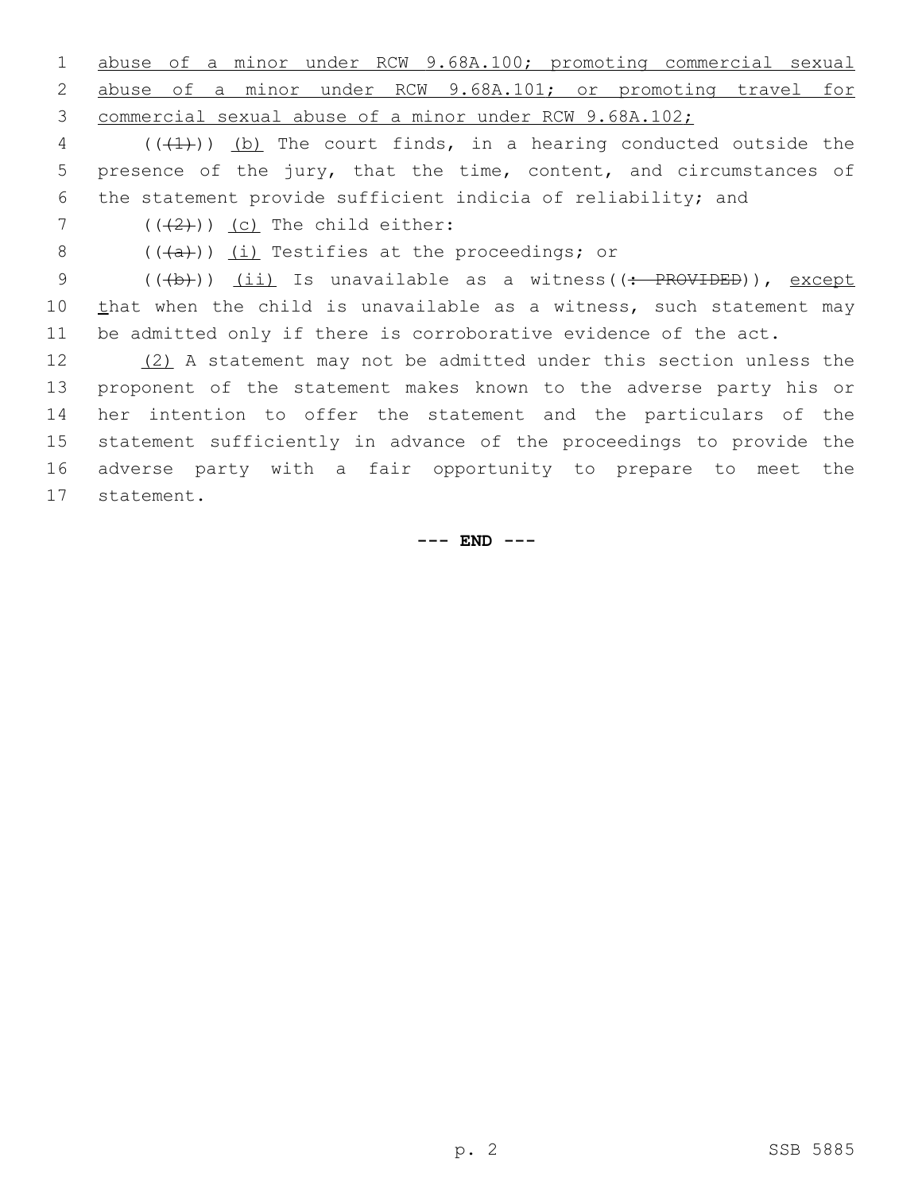abuse of a minor under RCW 9.68A.100; promoting commercial sexual abuse of a minor under RCW 9.68A.101; or promoting travel for commercial sexual abuse of a minor under RCW 9.68A.102;

((~~(1)~~)) (b) The court finds, in a hearing conducted outside the presence of the jury, that the time, content, and circumstances of the statement provide sufficient indicia of reliability; and

((~~(2)~~)) (c) The child either:

((~~(a)~~)) (i) Testifies at the proceedings; or

((~~(b)~~)) (ii) Is unavailable as a witness((~~: PROVIDED~~)), except that when the child is unavailable as a witness, such statement may be admitted only if there is corroborative evidence of the act.

(2) A statement may not be admitted under this section unless the proponent of the statement makes known to the adverse party his or her intention to offer the statement and the particulars of the statement sufficiently in advance of the proceedings to provide the adverse party with a fair opportunity to prepare to meet the statement.

**--- END ---**